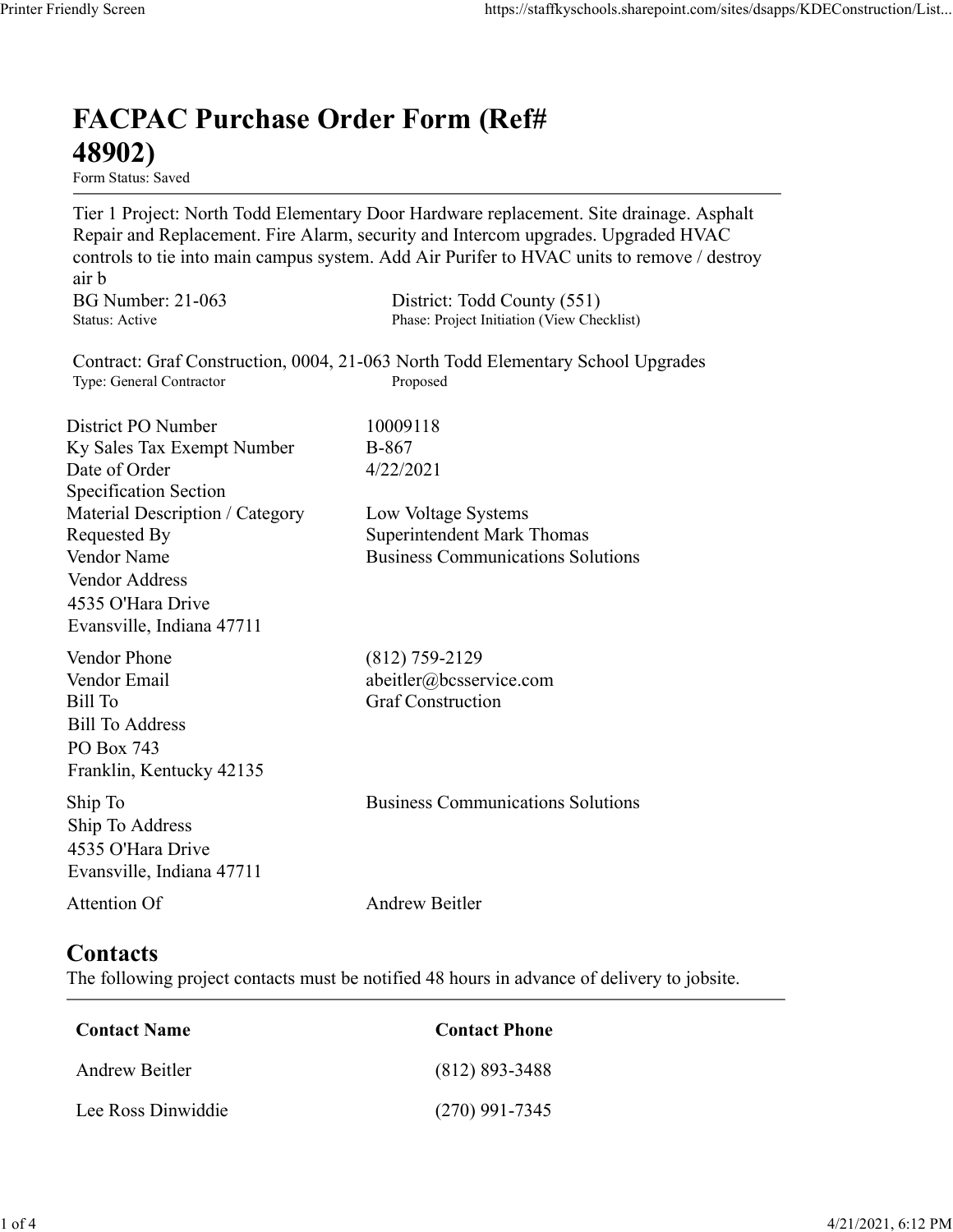# FACPAC Purchase Order Form (Ref# 48902)

Form Status: Saved

---

Tier 1 Project: North Todd Elementary Door Hardware replacement. Site drainage. Asphalt Repair and Replacement. Fire Alarm, security and Intercom upgrades. Upgraded HVAC controls to tie into main campus system. Add Air Purifer to HVAC units to remove / destroy air b

BG Number: 21-063
Status: Active

District: Todd County (551)
Phase: Project Initiation (View Checklist)

Contract: Graf Construction, 0004, 21-063 North Todd Elementary School Upgrades
Type: General Contractor
Proposed

| | |
|---|---|
| District PO Number | 10009118 |
| Ky Sales Tax Exempt Number | B-867 |
| Date of Order | 4/22/2021 |
| Specification Section | |
| Material Description / Category | Low Voltage Systems |
| Requested By | Superintendent Mark Thomas |
| Vendor Name | Business Communications Solutions |
| Vendor Address<br>4535 O'Hara Drive<br>Evansville, Indiana 47711 | |
| Vendor Phone | (812) 759-2129 |
| Vendor Email | abeitler@bcsservice.com |
| Bill To | Graf Construction |
| Bill To Address<br>PO Box 743<br>Franklin, Kentucky 42135 | |
| Ship To | Business Communications Solutions |
| Ship To Address<br>4535 O'Hara Drive<br>Evansville, Indiana 47711 | |
| Attention Of | Andrew Beitler |

## Contacts

The following project contacts must be notified 48 hours in advance of delivery to jobsite.

| Contact Name | Contact Phone |
|---|---|
| Andrew Beitler | (812) 893-3488 |
| Lee Ross Dinwiddie | (270) 991-7345 |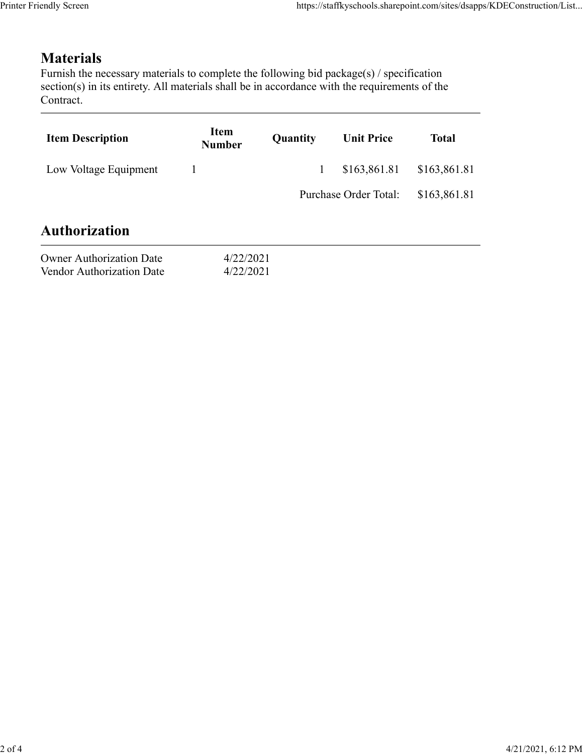## Materials

Furnish the necessary materials to complete the following bid package(s) / specification section(s) in its entirety. All materials shall be in accordance with the requirements of the Contract.

| Item Description | Item Number | Quantity | Unit Price | Total |
|---|---|---|---|---|
| Low Voltage Equipment | 1 | 1 | $163,861.81 | $163,861.81 |
| | | | Purchase Order Total: | $163,861.81 |

## Authorization

| | |
|---|---|
| Owner Authorization Date | 4/22/2021 |
| Vendor Authorization Date | 4/22/2021 |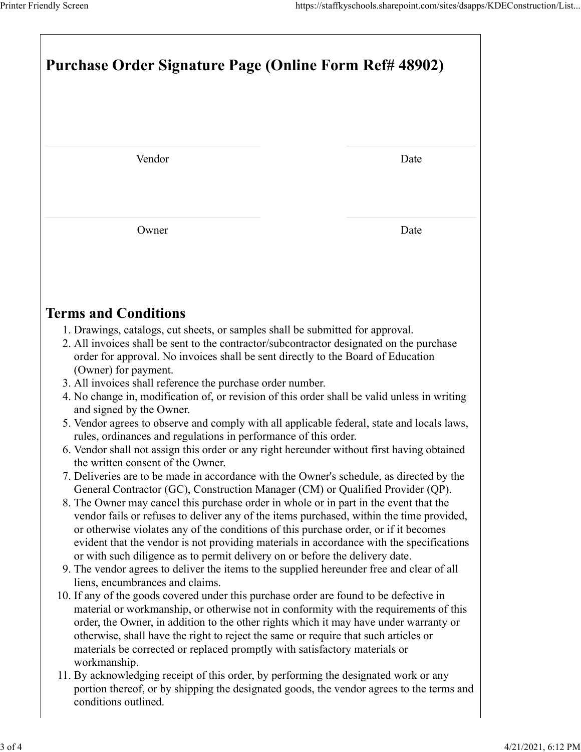# Purchase Order Signature Page (Online Form Ref# 48902)

| Vendor | Date |
| --- | --- |
| Owner | Date |

## Terms and Conditions

1. Drawings, catalogs, cut sheets, or samples shall be submitted for approval.
2. All invoices shall be sent to the contractor/subcontractor designated on the purchase order for approval. No invoices shall be sent directly to the Board of Education (Owner) for payment.
3. All invoices shall reference the purchase order number.
4. No change in, modification of, or revision of this order shall be valid unless in writing and signed by the Owner.
5. Vendor agrees to observe and comply with all applicable federal, state and locals laws, rules, ordinances and regulations in performance of this order.
6. Vendor shall not assign this order or any right hereunder without first having obtained the written consent of the Owner.
7. Deliveries are to be made in accordance with the Owner's schedule, as directed by the General Contractor (GC), Construction Manager (CM) or Qualified Provider (QP).
8. The Owner may cancel this purchase order in whole or in part in the event that the vendor fails or refuses to deliver any of the items purchased, within the time provided, or otherwise violates any of the conditions of this purchase order, or if it becomes evident that the vendor is not providing materials in accordance with the specifications or with such diligence as to permit delivery on or before the delivery date.
9. The vendor agrees to deliver the items to the supplied hereunder free and clear of all liens, encumbrances and claims.
10. If any of the goods covered under this purchase order are found to be defective in material or workmanship, or otherwise not in conformity with the requirements of this order, the Owner, in addition to the other rights which it may have under warranty or otherwise, shall have the right to reject the same or require that such articles or materials be corrected or replaced promptly with satisfactory materials or workmanship.
11. By acknowledging receipt of this order, by performing the designated work or any portion thereof, or by shipping the designated goods, the vendor agrees to the terms and conditions outlined.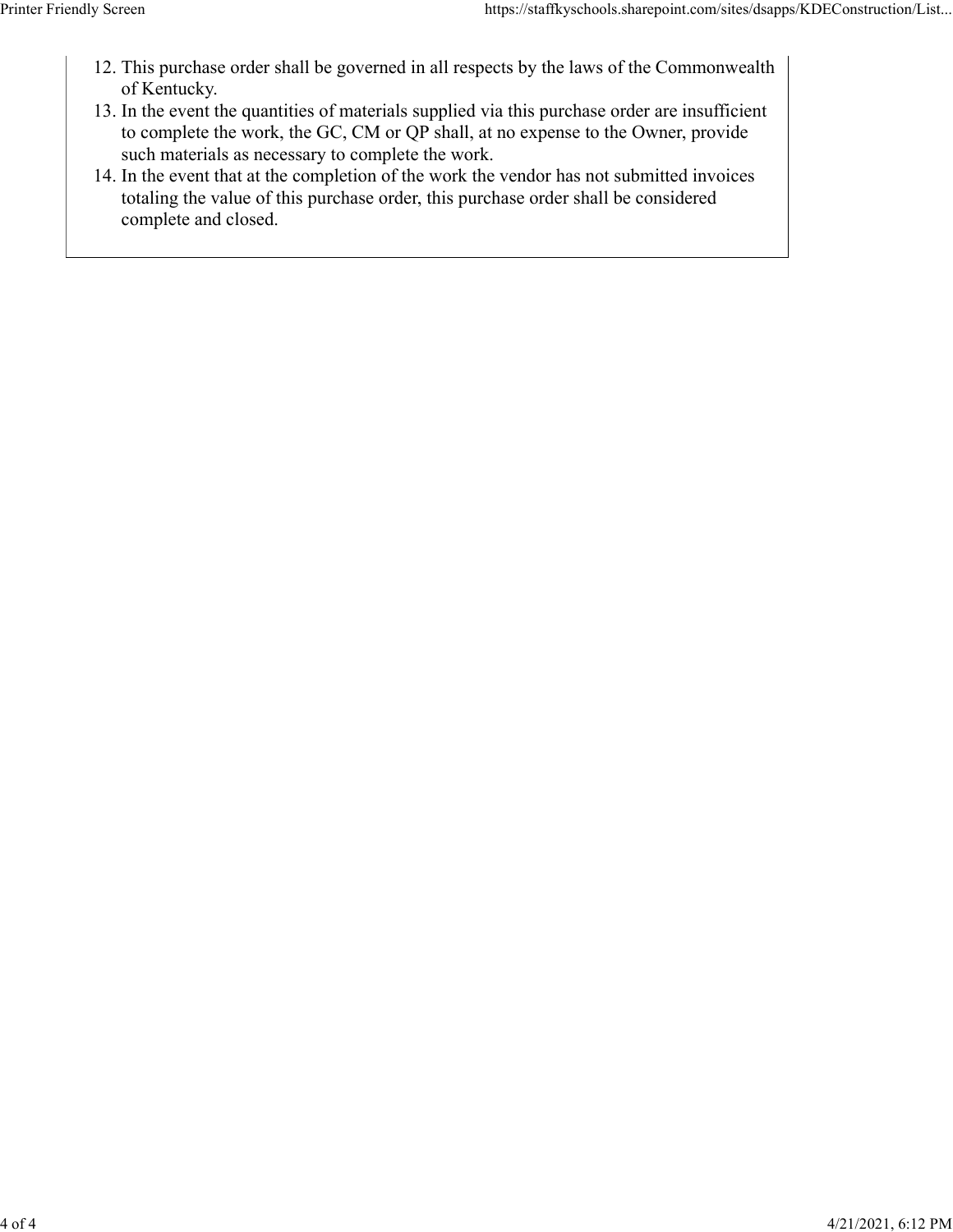12. This purchase order shall be governed in all respects by the laws of the Commonwealth of Kentucky.
13. In the event the quantities of materials supplied via this purchase order are insufficient to complete the work, the GC, CM or QP shall, at no expense to the Owner, provide such materials as necessary to complete the work.
14. In the event that at the completion of the work the vendor has not submitted invoices totaling the value of this purchase order, this purchase order shall be considered complete and closed.